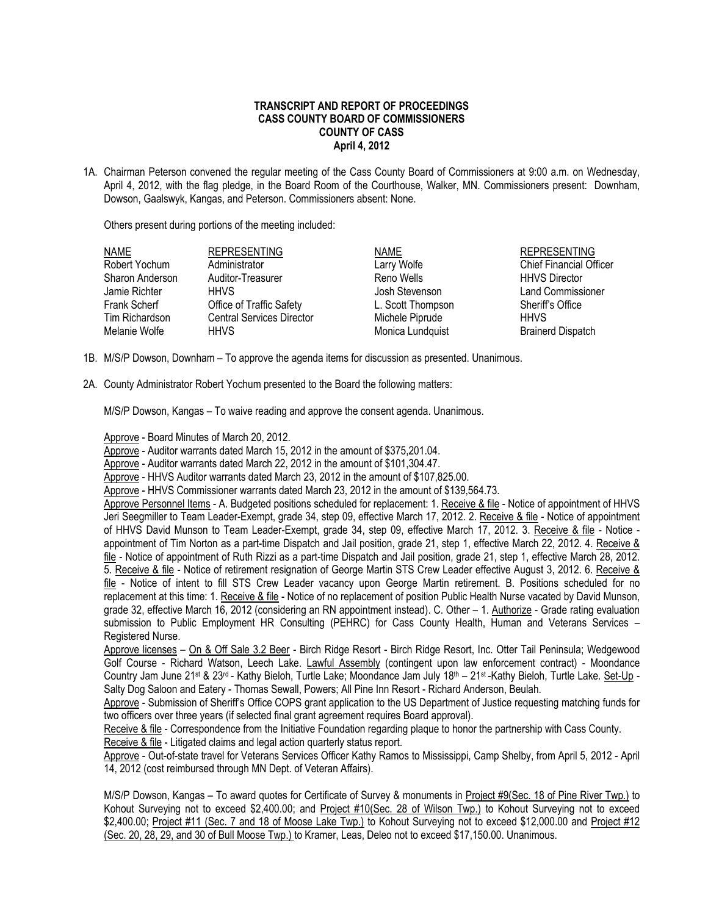**TRANSCRIPT AND REPORT OF PROCEEDINGS**
**CASS COUNTY BOARD OF COMMISSIONERS**
**COUNTY OF CASS**
**April 4, 2012**

1A. Chairman Peterson convened the regular meeting of the Cass County Board of Commissioners at 9:00 a.m. on Wednesday, April 4, 2012, with the flag pledge, in the Board Room of the Courthouse, Walker, MN. Commissioners present: Downham, Dowson, Gaalswyk, Kangas, and Peterson. Commissioners absent: None.

Others present during portions of the meeting included:

| NAME | REPRESENTING | NAME | REPRESENTING |
|---|---|---|---|
| Robert Yochum | Administrator | Larry Wolfe | Chief Financial Officer |
| Sharon Anderson | Auditor-Treasurer | Reno Wells | HHVS Director |
| Jamie Richter | HHVS | Josh Stevenson | Land Commissioner |
| Frank Scherf | Office of Traffic Safety | L. Scott Thompson | Sheriff's Office |
| Tim Richardson | Central Services Director | Michele Piprude | HHVS |
| Melanie Wolfe | HHVS | Monica Lundquist | Brainerd Dispatch |

1B. M/S/P Dowson, Downham – To approve the agenda items for discussion as presented. Unanimous.

2A. County Administrator Robert Yochum presented to the Board the following matters:

M/S/P Dowson, Kangas – To waive reading and approve the consent agenda. Unanimous.

Approve - Board Minutes of March 20, 2012.
Approve - Auditor warrants dated March 15, 2012 in the amount of $375,201.04.
Approve - Auditor warrants dated March 22, 2012 in the amount of $101,304.47.
Approve - HHVS Auditor warrants dated March 23, 2012 in the amount of $107,825.00.
Approve - HHVS Commissioner warrants dated March 23, 2012 in the amount of $139,564.73.
Approve Personnel Items - A. Budgeted positions scheduled for replacement: 1. Receive & file - Notice of appointment of HHVS Jeri Seegmiller to Team Leader-Exempt, grade 34, step 09, effective March 17, 2012. 2. Receive & file - Notice of appointment of HHVS David Munson to Team Leader-Exempt, grade 34, step 09, effective March 17, 2012. 3. Receive & file - Notice - appointment of Tim Norton as a part-time Dispatch and Jail position, grade 21, step 1, effective March 22, 2012. 4. Receive & file - Notice of appointment of Ruth Rizzi as a part-time Dispatch and Jail position, grade 21, step 1, effective March 28, 2012. 5. Receive & file - Notice of retirement resignation of George Martin STS Crew Leader effective August 3, 2012. 6. Receive & file - Notice of intent to fill STS Crew Leader vacancy upon George Martin retirement. B. Positions scheduled for no replacement at this time: 1. Receive & file - Notice of no replacement of position Public Health Nurse vacated by David Munson, grade 32, effective March 16, 2012 (considering an RN appointment instead). C. Other – 1. Authorize - Grade rating evaluation submission to Public Employment HR Consulting (PEHRC) for Cass County Health, Human and Veterans Services – Registered Nurse.
Approve licenses – On & Off Sale 3.2 Beer - Birch Ridge Resort - Birch Ridge Resort, Inc. Otter Tail Peninsula; Wedgewood Golf Course - Richard Watson, Leech Lake. Lawful Assembly (contingent upon law enforcement contract) - Moondance Country Jam June 21st & 23rd - Kathy Bieloh, Turtle Lake; Moondance Jam July 18th – 21st -Kathy Bieloh, Turtle Lake. Set-Up - Salty Dog Saloon and Eatery - Thomas Sewall, Powers; All Pine Inn Resort - Richard Anderson, Beulah.
Approve - Submission of Sheriff's Office COPS grant application to the US Department of Justice requesting matching funds for two officers over three years (if selected final grant agreement requires Board approval).
Receive & file - Correspondence from the Initiative Foundation regarding plaque to honor the partnership with Cass County.
Receive & file - Litigated claims and legal action quarterly status report.
Approve - Out-of-state travel for Veterans Services Officer Kathy Ramos to Mississippi, Camp Shelby, from April 5, 2012 - April 14, 2012 (cost reimbursed through MN Dept. of Veteran Affairs).

M/S/P Dowson, Kangas – To award quotes for Certificate of Survey & monuments in Project #9(Sec. 18 of Pine River Twp.) to Kohout Surveying not to exceed $2,400.00; and Project #10(Sec. 28 of Wilson Twp.) to Kohout Surveying not to exceed $2,400.00; Project #11 (Sec. 7 and 18 of Moose Lake Twp.) to Kohout Surveying not to exceed $12,000.00 and Project #12 (Sec. 20, 28, 29, and 30 of Bull Moose Twp.) to Kramer, Leas, Deleo not to exceed $17,150.00. Unanimous.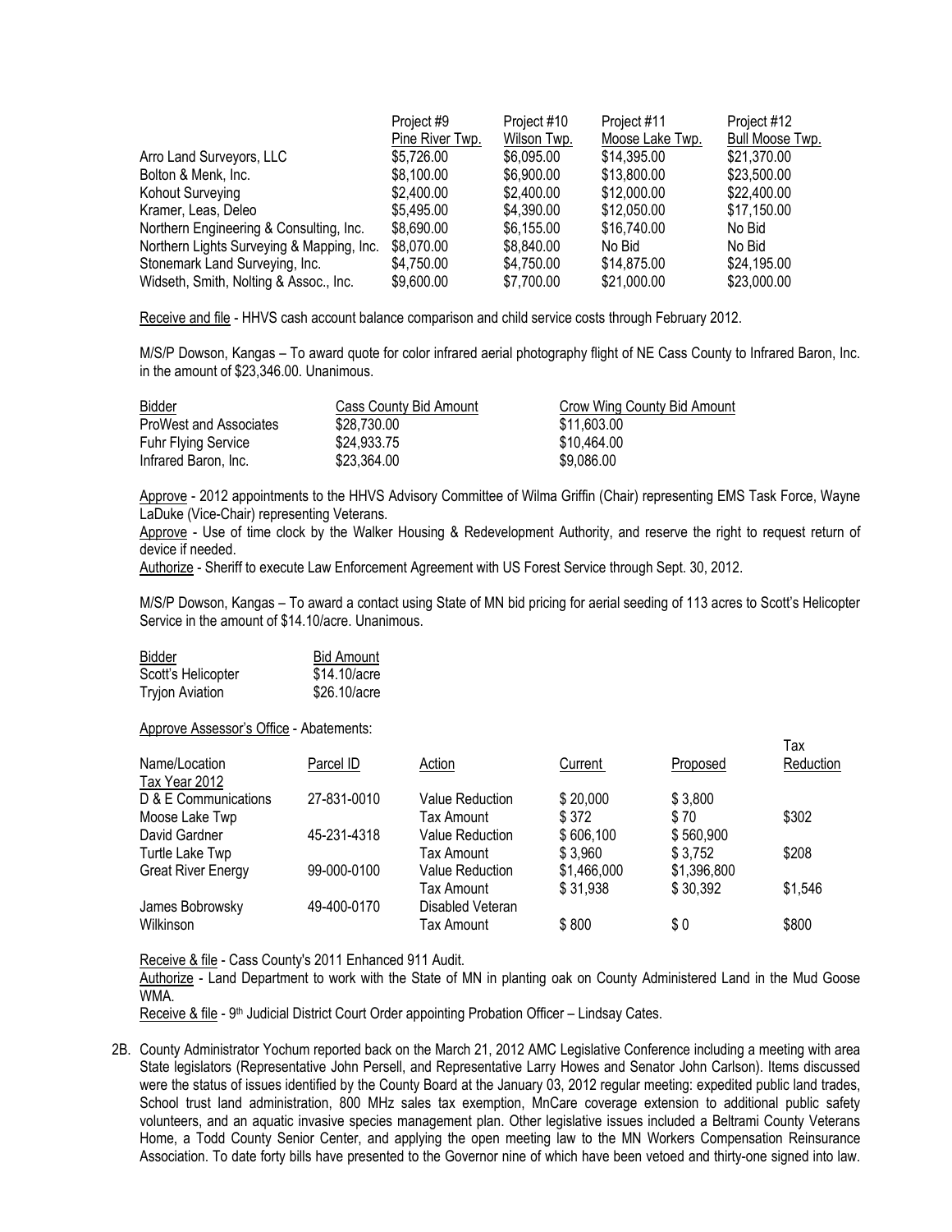| | Project #9 Pine River Twp. | Project #10 Wilson Twp. | Project #11 Moose Lake Twp. | Project #12 Bull Moose Twp. |
|---|---|---|---|---|
| Arro Land Surveyors, LLC | $5,726.00 | $6,095.00 | $14,395.00 | $21,370.00 |
| Bolton & Menk, Inc. | $8,100.00 | $6,900.00 | $13,800.00 | $23,500.00 |
| Kohout Surveying | $2,400.00 | $2,400.00 | $12,000.00 | $22,400.00 |
| Kramer, Leas, Deleo | $5,495.00 | $4,390.00 | $12,050.00 | $17,150.00 |
| Northern Engineering & Consulting, Inc. | $8,690.00 | $6,155.00 | $16,740.00 | No Bid |
| Northern Lights Surveying & Mapping, Inc. | $8,070.00 | $8,840.00 | No Bid | No Bid |
| Stonemark Land Surveying, Inc. | $4,750.00 | $4,750.00 | $14,875.00 | $24,195.00 |
| Widseth, Smith, Nolting & Assoc., Inc. | $9,600.00 | $7,700.00 | $21,000.00 | $23,000.00 |

Receive and file - HHVS cash account balance comparison and child service costs through February 2012.

M/S/P Dowson, Kangas – To award quote for color infrared aerial photography flight of NE Cass County to Infrared Baron, Inc. in the amount of $23,346.00. Unanimous.

| Bidder | Cass County Bid Amount | Crow Wing County Bid Amount |
|---|---|---|
| ProWest and Associates | $28,730.00 | $11,603.00 |
| Fuhr Flying Service | $24,933.75 | $10,464.00 |
| Infrared Baron, Inc. | $23,364.00 | $9,086.00 |

Approve - 2012 appointments to the HHVS Advisory Committee of Wilma Griffin (Chair) representing EMS Task Force, Wayne LaDuke (Vice-Chair) representing Veterans.

Approve - Use of time clock by the Walker Housing & Redevelopment Authority, and reserve the right to request return of device if needed.

Authorize - Sheriff to execute Law Enforcement Agreement with US Forest Service through Sept. 30, 2012.

M/S/P Dowson, Kangas – To award a contact using State of MN bid pricing for aerial seeding of 113 acres to Scott's Helicopter Service in the amount of $14.10/acre. Unanimous.

| Bidder | Bid Amount |
|---|---|
| Scott's Helicopter | $14.10/acre |
| Tryjon Aviation | $26.10/acre |

Approve Assessor's Office - Abatements:

| Name/Location | Parcel ID | Action | Current | Proposed | Tax Reduction |
|---|---|---|---|---|---|
| Tax Year 2012 | | | | | |
| D & E Communications | 27-831-0010 | Value Reduction | $ 20,000 | $ 3,800 | |
| Moose Lake Twp | | Tax Amount | $ 372 | $ 70 | $302 |
| David Gardner | 45-231-4318 | Value Reduction | $ 606,100 | $ 560,900 | |
| Turtle Lake Twp | | Tax Amount | $ 3,960 | $ 3,752 | $208 |
| Great River Energy | 99-000-0100 | Value Reduction | $1,466,000 | $1,396,800 | |
| | | Tax Amount | $ 31,938 | $ 30,392 | $1,546 |
| James Bobrowsky | 49-400-0170 | Disabled Veteran | | | |
| Wilkinson | | Tax Amount | $ 800 | $ 0 | $800 |

Receive & file - Cass County's 2011 Enhanced 911 Audit.

Authorize - Land Department to work with the State of MN in planting oak on County Administered Land in the Mud Goose WMA.

Receive & file - 9th Judicial District Court Order appointing Probation Officer – Lindsay Cates.

2B. County Administrator Yochum reported back on the March 21, 2012 AMC Legislative Conference including a meeting with area State legislators (Representative John Persell, and Representative Larry Howes and Senator John Carlson). Items discussed were the status of issues identified by the County Board at the January 03, 2012 regular meeting: expedited public land trades, School trust land administration, 800 MHz sales tax exemption, MnCare coverage extension to additional public safety volunteers, and an aquatic invasive species management plan. Other legislative issues included a Beltrami County Veterans Home, a Todd County Senior Center, and applying the open meeting law to the MN Workers Compensation Reinsurance Association. To date forty bills have presented to the Governor nine of which have been vetoed and thirty-one signed into law.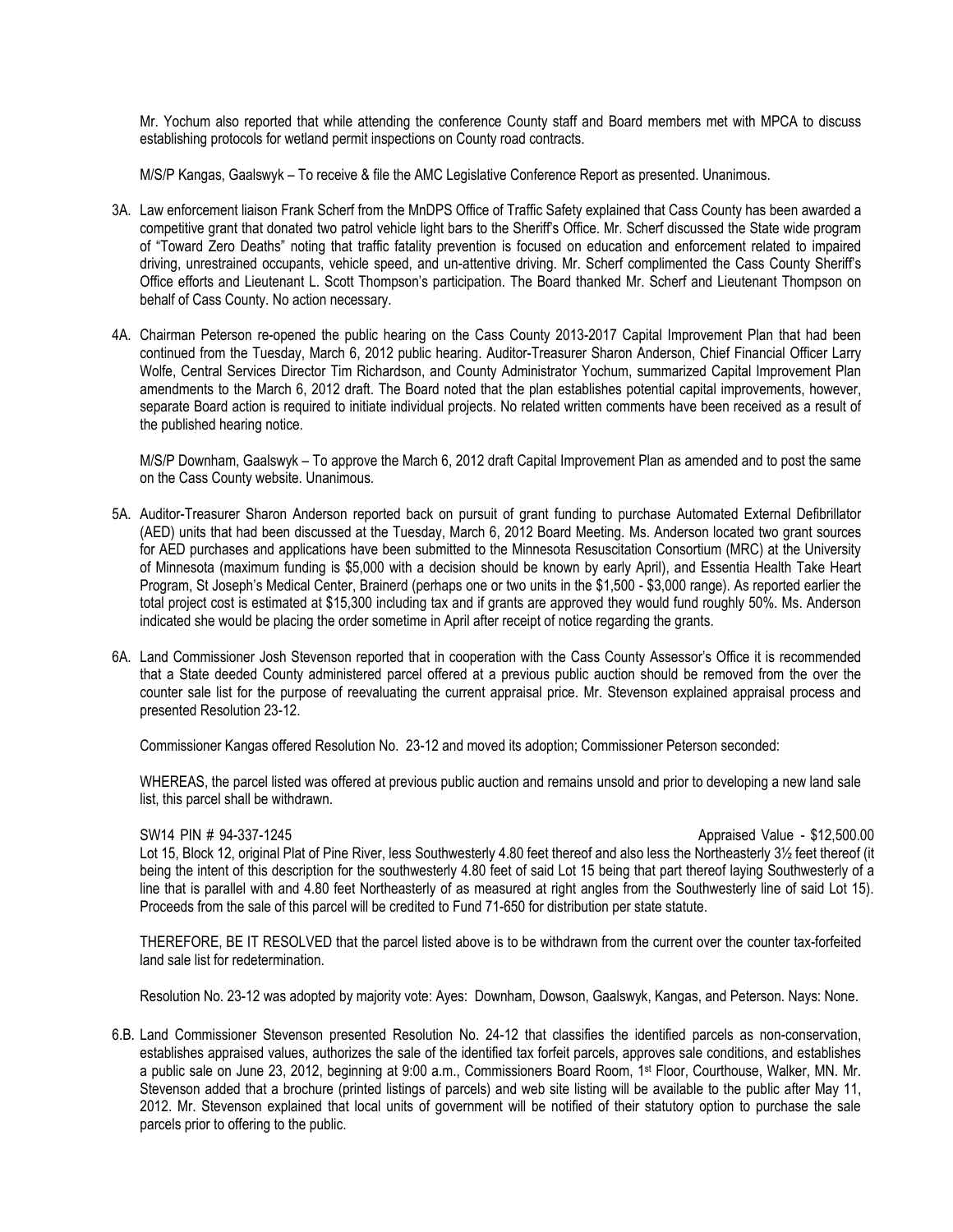Mr. Yochum also reported that while attending the conference County staff and Board members met with MPCA to discuss establishing protocols for wetland permit inspections on County road contracts.

M/S/P Kangas, Gaalswyk – To receive & file the AMC Legislative Conference Report as presented. Unanimous.

3A. Law enforcement liaison Frank Scherf from the MnDPS Office of Traffic Safety explained that Cass County has been awarded a competitive grant that donated two patrol vehicle light bars to the Sheriff's Office. Mr. Scherf discussed the State wide program of "Toward Zero Deaths" noting that traffic fatality prevention is focused on education and enforcement related to impaired driving, unrestrained occupants, vehicle speed, and un-attentive driving. Mr. Scherf complimented the Cass County Sheriff's Office efforts and Lieutenant L. Scott Thompson's participation. The Board thanked Mr. Scherf and Lieutenant Thompson on behalf of Cass County. No action necessary.

4A. Chairman Peterson re-opened the public hearing on the Cass County 2013-2017 Capital Improvement Plan that had been continued from the Tuesday, March 6, 2012 public hearing. Auditor-Treasurer Sharon Anderson, Chief Financial Officer Larry Wolfe, Central Services Director Tim Richardson, and County Administrator Yochum, summarized Capital Improvement Plan amendments to the March 6, 2012 draft. The Board noted that the plan establishes potential capital improvements, however, separate Board action is required to initiate individual projects. No related written comments have been received as a result of the published hearing notice.

M/S/P Downham, Gaalswyk – To approve the March 6, 2012 draft Capital Improvement Plan as amended and to post the same on the Cass County website. Unanimous.

5A. Auditor-Treasurer Sharon Anderson reported back on pursuit of grant funding to purchase Automated External Defibrillator (AED) units that had been discussed at the Tuesday, March 6, 2012 Board Meeting. Ms. Anderson located two grant sources for AED purchases and applications have been submitted to the Minnesota Resuscitation Consortium (MRC) at the University of Minnesota (maximum funding is $5,000 with a decision should be known by early April), and Essentia Health Take Heart Program, St Joseph's Medical Center, Brainerd (perhaps one or two units in the $1,500 - $3,000 range). As reported earlier the total project cost is estimated at $15,300 including tax and if grants are approved they would fund roughly 50%. Ms. Anderson indicated she would be placing the order sometime in April after receipt of notice regarding the grants.

6A. Land Commissioner Josh Stevenson reported that in cooperation with the Cass County Assessor's Office it is recommended that a State deeded County administered parcel offered at a previous public auction should be removed from the over the counter sale list for the purpose of reevaluating the current appraisal price. Mr. Stevenson explained appraisal process and presented Resolution 23-12.

Commissioner Kangas offered Resolution No. 23-12 and moved its adoption; Commissioner Peterson seconded:

WHEREAS, the parcel listed was offered at previous public auction and remains unsold and prior to developing a new land sale list, this parcel shall be withdrawn.

SW14 PIN # 94-337-1245 Appraised Value - $12,500.00
Lot 15, Block 12, original Plat of Pine River, less Southwesterly 4.80 feet thereof and also less the Northeasterly 3½ feet thereof (it being the intent of this description for the southwesterly 4.80 feet of said Lot 15 being that part thereof laying Southwesterly of a line that is parallel with and 4.80 feet Northeasterly of as measured at right angles from the Southwesterly line of said Lot 15). Proceeds from the sale of this parcel will be credited to Fund 71-650 for distribution per state statute.

THEREFORE, BE IT RESOLVED that the parcel listed above is to be withdrawn from the current over the counter tax-forfeited land sale list for redetermination.

Resolution No. 23-12 was adopted by majority vote: Ayes: Downham, Dowson, Gaalswyk, Kangas, and Peterson. Nays: None.

6.B. Land Commissioner Stevenson presented Resolution No. 24-12 that classifies the identified parcels as non-conservation, establishes appraised values, authorizes the sale of the identified tax forfeit parcels, approves sale conditions, and establishes a public sale on June 23, 2012, beginning at 9:00 a.m., Commissioners Board Room, 1st Floor, Courthouse, Walker, MN. Mr. Stevenson added that a brochure (printed listings of parcels) and web site listing will be available to the public after May 11, 2012. Mr. Stevenson explained that local units of government will be notified of their statutory option to purchase the sale parcels prior to offering to the public.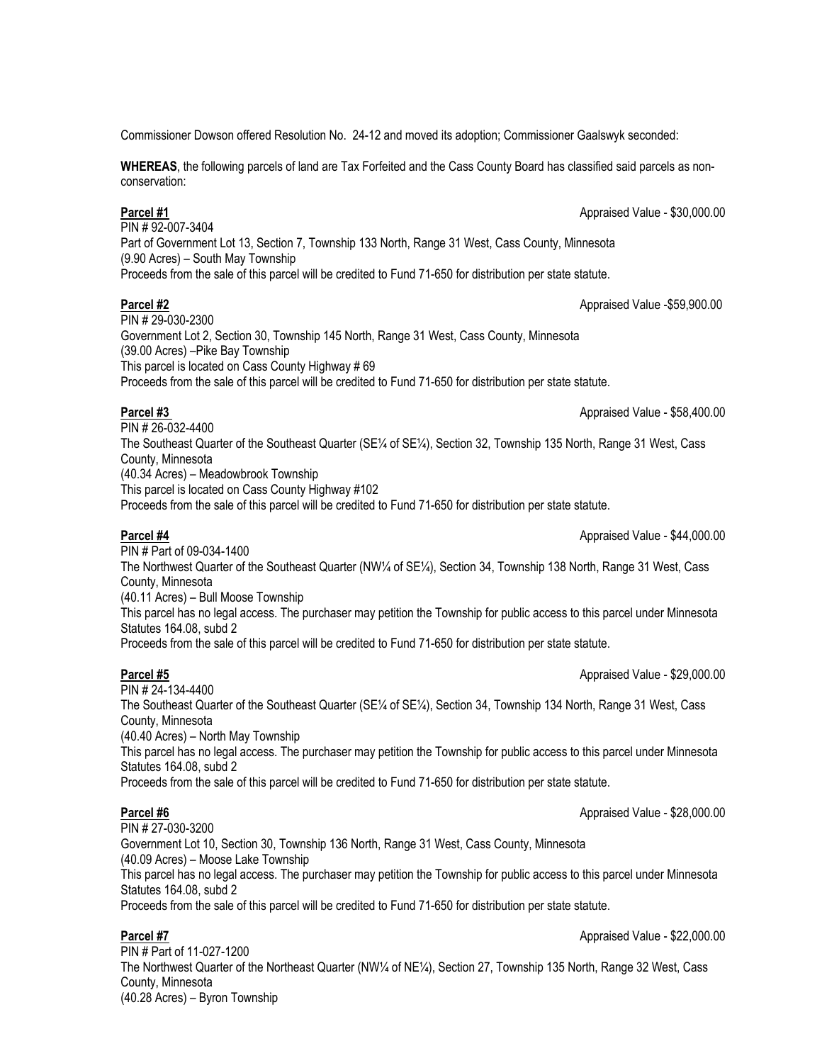Commissioner Dowson offered Resolution No. 24-12 and moved its adoption; Commissioner Gaalswyk seconded:

**WHEREAS**, the following parcels of land are Tax Forfeited and the Cass County Board has classified said parcels as non-conservation:

**Parcel #1** Appraised Value - $30,000.00
PIN # 92-007-3404
Part of Government Lot 13, Section 7, Township 133 North, Range 31 West, Cass County, Minnesota
(9.90 Acres) – South May Township
Proceeds from the sale of this parcel will be credited to Fund 71-650 for distribution per state statute.

**Parcel #2** Appraised Value -$59,900.00
PIN # 29-030-2300
Government Lot 2, Section 30, Township 145 North, Range 31 West, Cass County, Minnesota
(39.00 Acres) –Pike Bay Township
This parcel is located on Cass County Highway # 69
Proceeds from the sale of this parcel will be credited to Fund 71-650 for distribution per state statute.

**Parcel #3** Appraised Value - $58,400.00
PIN # 26-032-4400
The Southeast Quarter of the Southeast Quarter (SE¼ of SE¼), Section 32, Township 135 North, Range 31 West, Cass County, Minnesota
(40.34 Acres) – Meadowbrook Township
This parcel is located on Cass County Highway #102
Proceeds from the sale of this parcel will be credited to Fund 71-650 for distribution per state statute.

**Parcel #4** Appraised Value - $44,000.00
PIN # Part of 09-034-1400
The Northwest Quarter of the Southeast Quarter (NW¼ of SE¼), Section 34, Township 138 North, Range 31 West, Cass County, Minnesota
(40.11 Acres) – Bull Moose Township
This parcel has no legal access. The purchaser may petition the Township for public access to this parcel under Minnesota Statutes 164.08, subd 2
Proceeds from the sale of this parcel will be credited to Fund 71-650 for distribution per state statute.

**Parcel #5** Appraised Value - $29,000.00
PIN # 24-134-4400
The Southeast Quarter of the Southeast Quarter (SE¼ of SE¼), Section 34, Township 134 North, Range 31 West, Cass County, Minnesota
(40.40 Acres) – North May Township
This parcel has no legal access. The purchaser may petition the Township for public access to this parcel under Minnesota Statutes 164.08, subd 2
Proceeds from the sale of this parcel will be credited to Fund 71-650 for distribution per state statute.

**Parcel #6** Appraised Value - $28,000.00
PIN # 27-030-3200
Government Lot 10, Section 30, Township 136 North, Range 31 West, Cass County, Minnesota
(40.09 Acres) – Moose Lake Township
This parcel has no legal access. The purchaser may petition the Township for public access to this parcel under Minnesota Statutes 164.08, subd 2
Proceeds from the sale of this parcel will be credited to Fund 71-650 for distribution per state statute.

**Parcel #7** Appraised Value - $22,000.00
PIN # Part of 11-027-1200
The Northwest Quarter of the Northeast Quarter (NW¼ of NE¼), Section 27, Township 135 North, Range 32 West, Cass County, Minnesota
(40.28 Acres) – Byron Township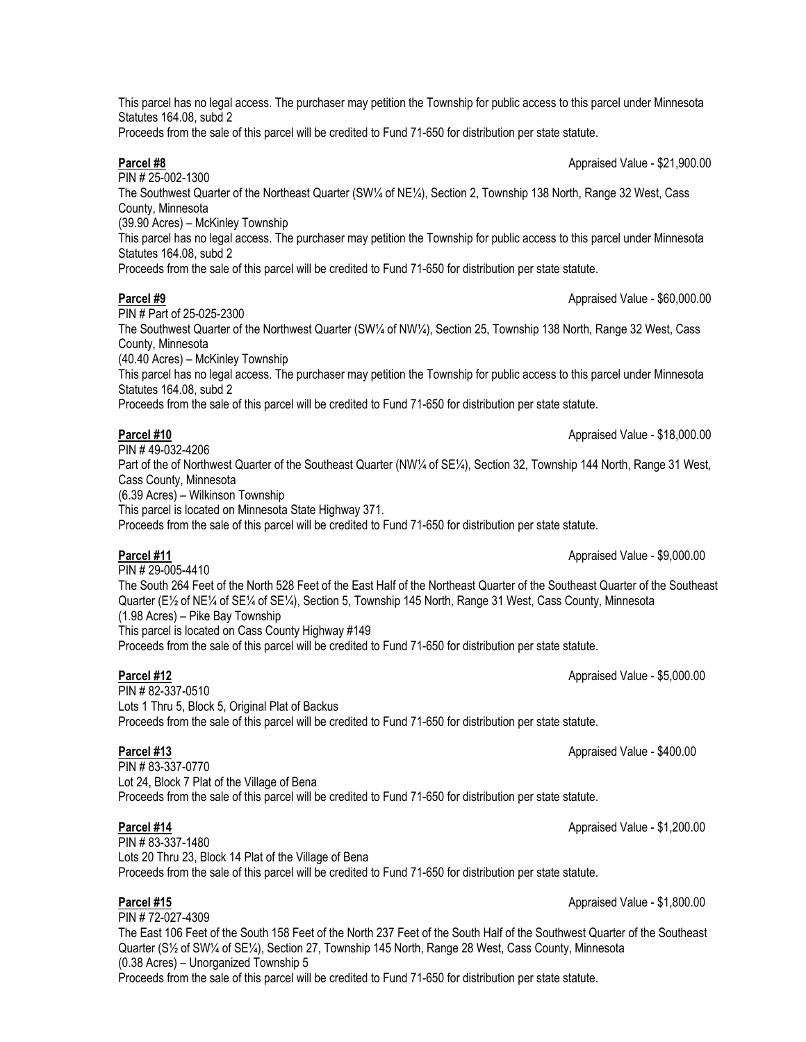This parcel has no legal access. The purchaser may petition the Township for public access to this parcel under Minnesota Statutes 164.08, subd 2

Proceeds from the sale of this parcel will be credited to Fund 71-650 for distribution per state statute.

**Parcel #8** Appraised Value - $21,900.00

PIN # 25-002-1300

The Southwest Quarter of the Northeast Quarter (SW¼ of NE¼), Section 2, Township 138 North, Range 32 West, Cass County, Minnesota

(39.90 Acres) – McKinley Township

This parcel has no legal access. The purchaser may petition the Township for public access to this parcel under Minnesota Statutes 164.08, subd 2

Proceeds from the sale of this parcel will be credited to Fund 71-650 for distribution per state statute.

**Parcel #9** Appraised Value - $60,000.00

PIN # Part of 25-025-2300

The Southwest Quarter of the Northwest Quarter (SW¼ of NW¼), Section 25, Township 138 North, Range 32 West, Cass County, Minnesota

(40.40 Acres) – McKinley Township

This parcel has no legal access. The purchaser may petition the Township for public access to this parcel under Minnesota Statutes 164.08, subd 2

Proceeds from the sale of this parcel will be credited to Fund 71-650 for distribution per state statute.

**Parcel #10** Appraised Value - $18,000.00

PIN # 49-032-4206

Part of the of Northwest Quarter of the Southeast Quarter (NW¼ of SE¼), Section 32, Township 144 North, Range 31 West, Cass County, Minnesota

(6.39 Acres) – Wilkinson Township

This parcel is located on Minnesota State Highway 371.

Proceeds from the sale of this parcel will be credited to Fund 71-650 for distribution per state statute.

**Parcel #11** Appraised Value - $9,000.00

PIN # 29-005-4410

The South 264 Feet of the North 528 Feet of the East Half of the Northeast Quarter of the Southeast Quarter of the Southeast Quarter (E½ of NE¼ of SE¼ of SE¼), Section 5, Township 145 North, Range 31 West, Cass County, Minnesota

(1.98 Acres) – Pike Bay Township

This parcel is located on Cass County Highway #149

Proceeds from the sale of this parcel will be credited to Fund 71-650 for distribution per state statute.

**Parcel #12** Appraised Value - $5,000.00

PIN # 82-337-0510

Lots 1 Thru 5, Block 5, Original Plat of Backus

Proceeds from the sale of this parcel will be credited to Fund 71-650 for distribution per state statute.

**Parcel #13** Appraised Value - $400.00

PIN # 83-337-0770

Lot 24, Block 7 Plat of the Village of Bena

Proceeds from the sale of this parcel will be credited to Fund 71-650 for distribution per state statute.

**Parcel #14** Appraised Value - $1,200.00

PIN # 83-337-1480

Lots 20 Thru 23, Block 14 Plat of the Village of Bena

Proceeds from the sale of this parcel will be credited to Fund 71-650 for distribution per state statute.

**Parcel #15** Appraised Value - $1,800.00

PIN # 72-027-4309

The East 106 Feet of the South 158 Feet of the North 237 Feet of the South Half of the Southwest Quarter of the Southeast Quarter (S½ of SW¼ of SE¼), Section 27, Township 145 North, Range 28 West, Cass County, Minnesota

(0.38 Acres) – Unorganized Township 5

Proceeds from the sale of this parcel will be credited to Fund 71-650 for distribution per state statute.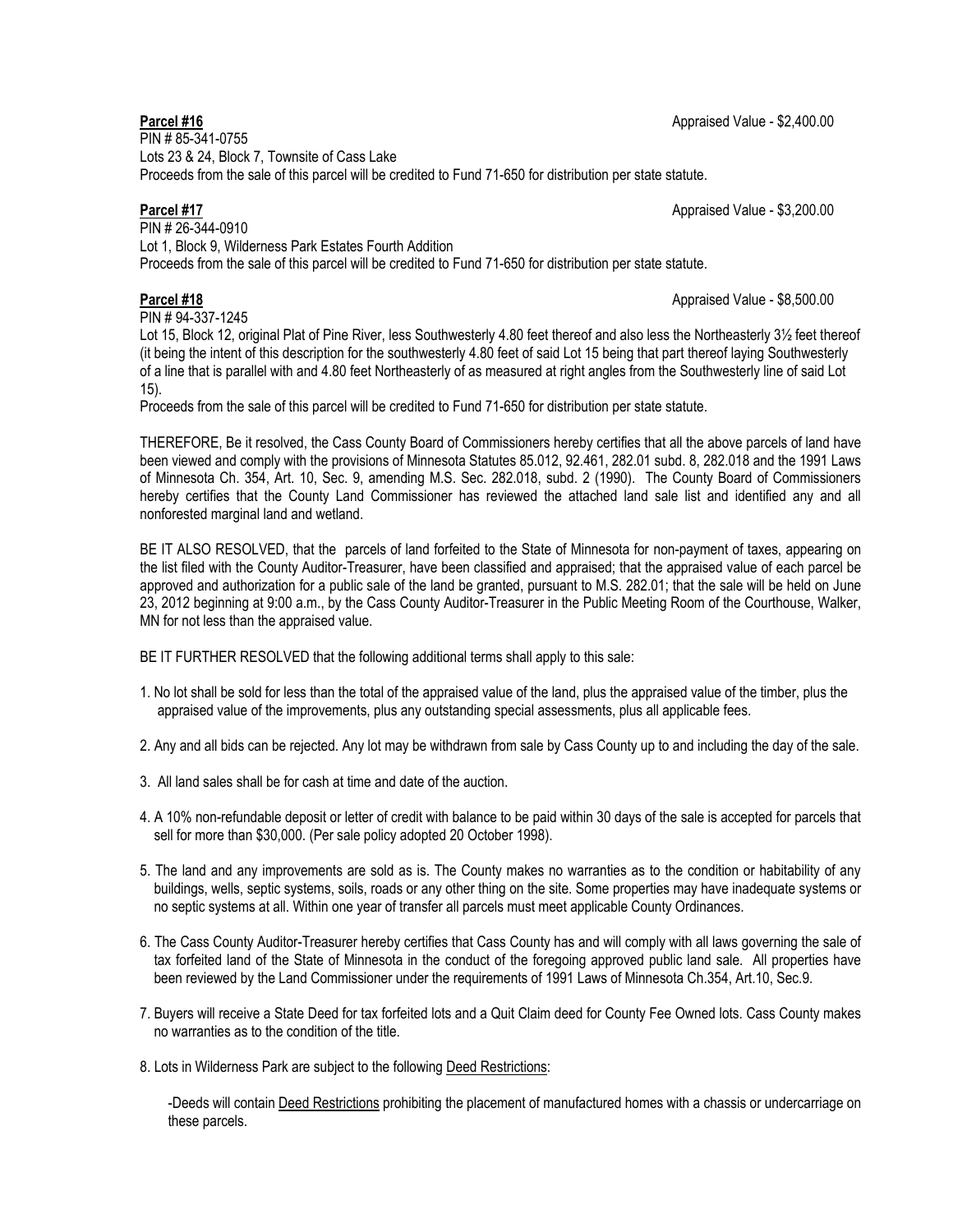**Parcel #16** Appraised Value - $2,400.00

PIN # 85-341-0755
Lots 23 & 24, Block 7, Townsite of Cass Lake
Proceeds from the sale of this parcel will be credited to Fund 71-650 for distribution per state statute.

**Parcel #17** Appraised Value - $3,200.00

PIN # 26-344-0910
Lot 1, Block 9, Wilderness Park Estates Fourth Addition
Proceeds from the sale of this parcel will be credited to Fund 71-650 for distribution per state statute.

**Parcel #18** Appraised Value - $8,500.00

PIN # 94-337-1245
Lot 15, Block 12, original Plat of Pine River, less Southwesterly 4.80 feet thereof and also less the Northeasterly 3½ feet thereof (it being the intent of this description for the southwesterly 4.80 feet of said Lot 15 being that part thereof laying Southwesterly of a line that is parallel with and 4.80 feet Northeasterly of as measured at right angles from the Southwesterly line of said Lot 15).
Proceeds from the sale of this parcel will be credited to Fund 71-650 for distribution per state statute.

THEREFORE, Be it resolved, the Cass County Board of Commissioners hereby certifies that all the above parcels of land have been viewed and comply with the provisions of Minnesota Statutes 85.012, 92.461, 282.01 subd. 8, 282.018 and the 1991 Laws of Minnesota Ch. 354, Art. 10, Sec. 9, amending M.S. Sec. 282.018, subd. 2 (1990). The County Board of Commissioners hereby certifies that the County Land Commissioner has reviewed the attached land sale list and identified any and all nonforested marginal land and wetland.

BE IT ALSO RESOLVED, that the parcels of land forfeited to the State of Minnesota for non-payment of taxes, appearing on the list filed with the County Auditor-Treasurer, have been classified and appraised; that the appraised value of each parcel be approved and authorization for a public sale of the land be granted, pursuant to M.S. 282.01; that the sale will be held on June 23, 2012 beginning at 9:00 a.m., by the Cass County Auditor-Treasurer in the Public Meeting Room of the Courthouse, Walker, MN for not less than the appraised value.

BE IT FURTHER RESOLVED that the following additional terms shall apply to this sale:

1. No lot shall be sold for less than the total of the appraised value of the land, plus the appraised value of the timber, plus the appraised value of the improvements, plus any outstanding special assessments, plus all applicable fees.

2. Any and all bids can be rejected. Any lot may be withdrawn from sale by Cass County up to and including the day of the sale.

3. All land sales shall be for cash at time and date of the auction.

4. A 10% non-refundable deposit or letter of credit with balance to be paid within 30 days of the sale is accepted for parcels that sell for more than $30,000. (Per sale policy adopted 20 October 1998).

5. The land and any improvements are sold as is. The County makes no warranties as to the condition or habitability of any buildings, wells, septic systems, soils, roads or any other thing on the site. Some properties may have inadequate systems or no septic systems at all. Within one year of transfer all parcels must meet applicable County Ordinances.

6. The Cass County Auditor-Treasurer hereby certifies that Cass County has and will comply with all laws governing the sale of tax forfeited land of the State of Minnesota in the conduct of the foregoing approved public land sale. All properties have been reviewed by the Land Commissioner under the requirements of 1991 Laws of Minnesota Ch.354, Art.10, Sec.9.

7. Buyers will receive a State Deed for tax forfeited lots and a Quit Claim deed for County Fee Owned lots. Cass County makes no warranties as to the condition of the title.

8. Lots in Wilderness Park are subject to the following Deed Restrictions:

   -Deeds will contain Deed Restrictions prohibiting the placement of manufactured homes with a chassis or undercarriage on these parcels.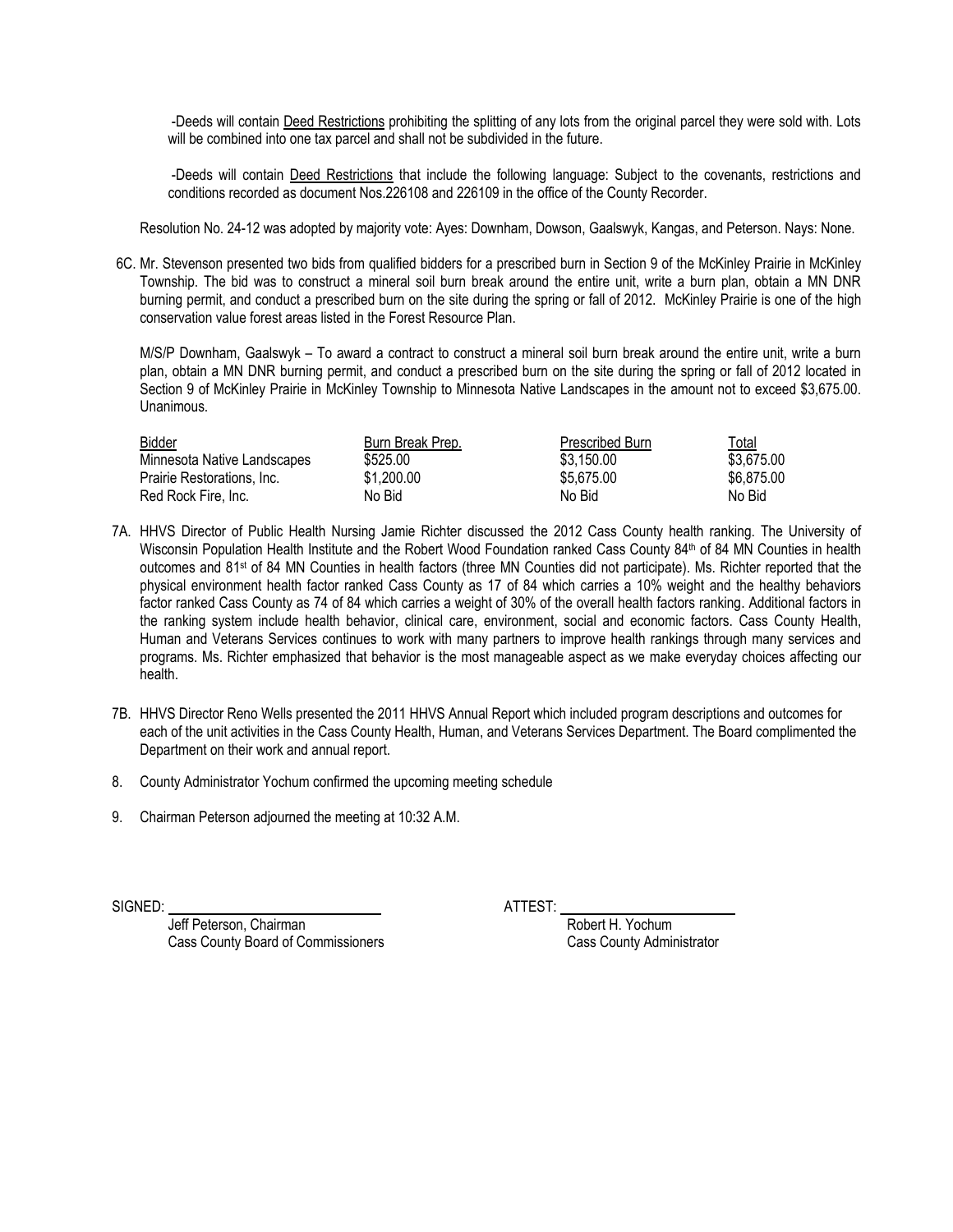-Deeds will contain Deed Restrictions prohibiting the splitting of any lots from the original parcel they were sold with. Lots will be combined into one tax parcel and shall not be subdivided in the future.

-Deeds will contain Deed Restrictions that include the following language: Subject to the covenants, restrictions and conditions recorded as document Nos.226108 and 226109 in the office of the County Recorder.

Resolution No. 24-12 was adopted by majority vote: Ayes: Downham, Dowson, Gaalswyk, Kangas, and Peterson. Nays: None.

6C. Mr. Stevenson presented two bids from qualified bidders for a prescribed burn in Section 9 of the McKinley Prairie in McKinley Township. The bid was to construct a mineral soil burn break around the entire unit, write a burn plan, obtain a MN DNR burning permit, and conduct a prescribed burn on the site during the spring or fall of 2012. McKinley Prairie is one of the high conservation value forest areas listed in the Forest Resource Plan.

M/S/P Downham, Gaalswyk – To award a contract to construct a mineral soil burn break around the entire unit, write a burn plan, obtain a MN DNR burning permit, and conduct a prescribed burn on the site during the spring or fall of 2012 located in Section 9 of McKinley Prairie in McKinley Township to Minnesota Native Landscapes in the amount not to exceed $3,675.00. Unanimous.

| Bidder | Burn Break Prep. | Prescribed Burn | Total |
|---|---|---|---|
| Minnesota Native Landscapes | $525.00 | $3,150.00 | $3,675.00 |
| Prairie Restorations, Inc. | $1,200.00 | $5,675.00 | $6,875.00 |
| Red Rock Fire, Inc. | No Bid | No Bid | No Bid |

7A. HHVS Director of Public Health Nursing Jamie Richter discussed the 2012 Cass County health ranking. The University of Wisconsin Population Health Institute and the Robert Wood Foundation ranked Cass County 84th of 84 MN Counties in health outcomes and 81st of 84 MN Counties in health factors (three MN Counties did not participate). Ms. Richter reported that the physical environment health factor ranked Cass County as 17 of 84 which carries a 10% weight and the healthy behaviors factor ranked Cass County as 74 of 84 which carries a weight of 30% of the overall health factors ranking. Additional factors in the ranking system include health behavior, clinical care, environment, social and economic factors. Cass County Health, Human and Veterans Services continues to work with many partners to improve health rankings through many services and programs. Ms. Richter emphasized that behavior is the most manageable aspect as we make everyday choices affecting our health.

7B. HHVS Director Reno Wells presented the 2011 HHVS Annual Report which included program descriptions and outcomes for each of the unit activities in the Cass County Health, Human, and Veterans Services Department. The Board complimented the Department on their work and annual report.

8. County Administrator Yochum confirmed the upcoming meeting schedule

9. Chairman Peterson adjourned the meeting at 10:32 A.M.

SIGNED: ______________________________
Jeff Peterson, Chairman
Cass County Board of Commissioners

ATTEST: ______________________________
Robert H. Yochum
Cass County Administrator